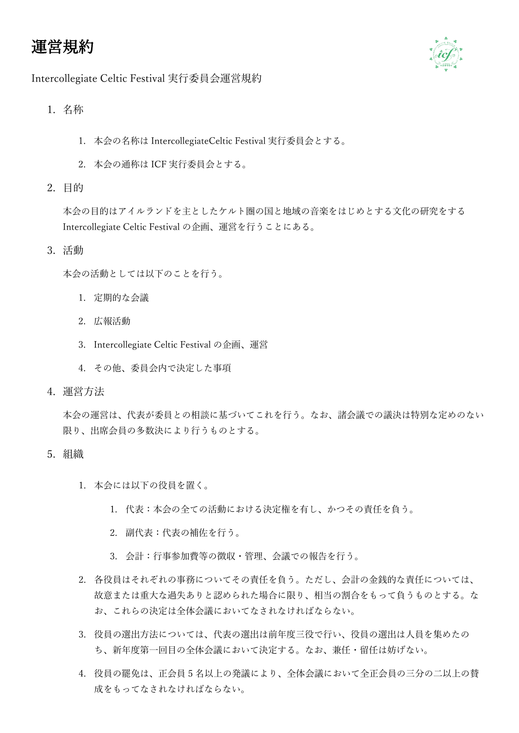# 運営規約

Intercollegiate Celtic Festival 実行委員会運営規約

1. 名称

    1. 本会の名称は IntercollegiateCeltic Festival 実行委員会とする。
    2. 本会の通称は ICF 実行委員会とする。

2. 目的

    本会の目的はアイルランドを主としたケルト圏の国と地域の音楽をはじめとする文化の研究をする Intercollegiate Celtic Festival の企画、運営を行うことにある。

3. 活動

    本会の活動としては以下のことを行う。

    1. 定期的な会議
    2. 広報活動
    3. Intercollegiate Celtic Festival の企画、運営
    4. その他、委員会内で決定した事項

4. 運営方法

    本会の運営は、代表が委員との相談に基づいてこれを行う。なお、諸会議での議決は特別な定めのない限り、出席会員の多数決により行うものとする。

5. 組織

    1. 本会には以下の役員を置く。
        1. 代表：本会の全ての活動における決定権を有し、かつその責任を負う。
        2. 副代表：代表の補佐を行う。
        3. 会計：行事参加費等の徴収・管理、会議での報告を行う。
    2. 各役員はそれぞれの事務についてその責任を負う。ただし、会計の金銭的な責任については、故意または重大な過失ありと認められた場合に限り、相当の割合をもって負うものとする。なお、これらの決定は全体会議においてなされなければならない。
    3. 役員の選出方法については、代表の選出は前年度三役で行い、役員の選出は人員を集めたのち、新年度第一回目の全体会議において決定する。なお、兼任・留任は妨げない。
    4. 役員の罷免は、正会員 5 名以上の発議により、全体会議において全正会員の三分の二以上の賛成をもってなされなければならない。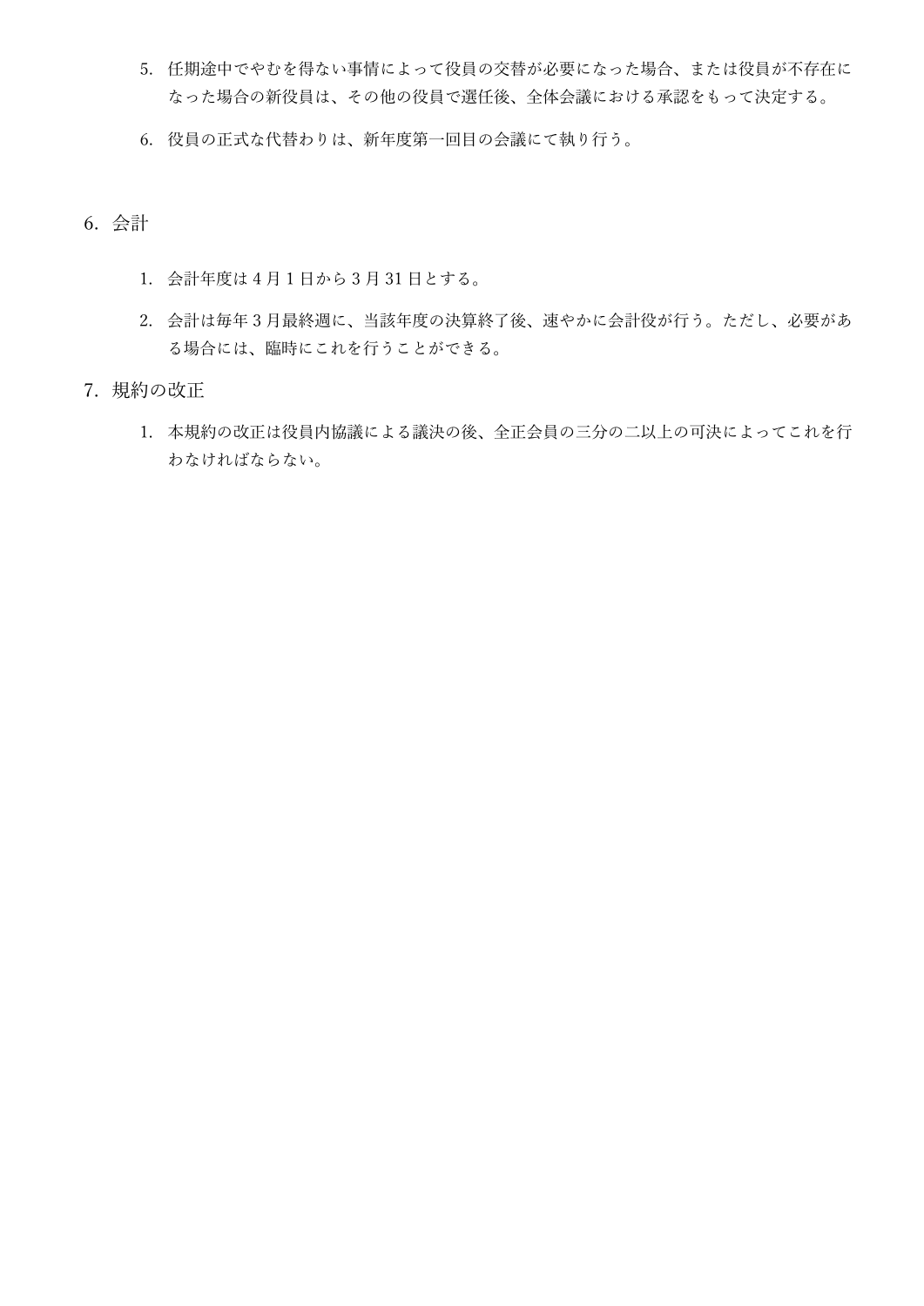5. 任期途中でやむを得ない事情によって役員の交替が必要になった場合、または役員が不存在になった場合の新役員は、その他の役員で選任後、全体会議における承認をもって決定する。

6. 役員の正式な代替わりは、新年度第一回目の会議にて執り行う。

## 6. 会計

1. 会計年度は 4 月 1 日から 3 月 31 日とする。

2. 会計は毎年 3 月最終週に、当該年度の決算終了後、速やかに会計役が行う。ただし、必要がある場合には、臨時にこれを行うことができる。

## 7. 規約の改正

1. 本規約の改正は役員内協議による議決の後、全正会員の三分の二以上の可決によってこれを行わなければならない。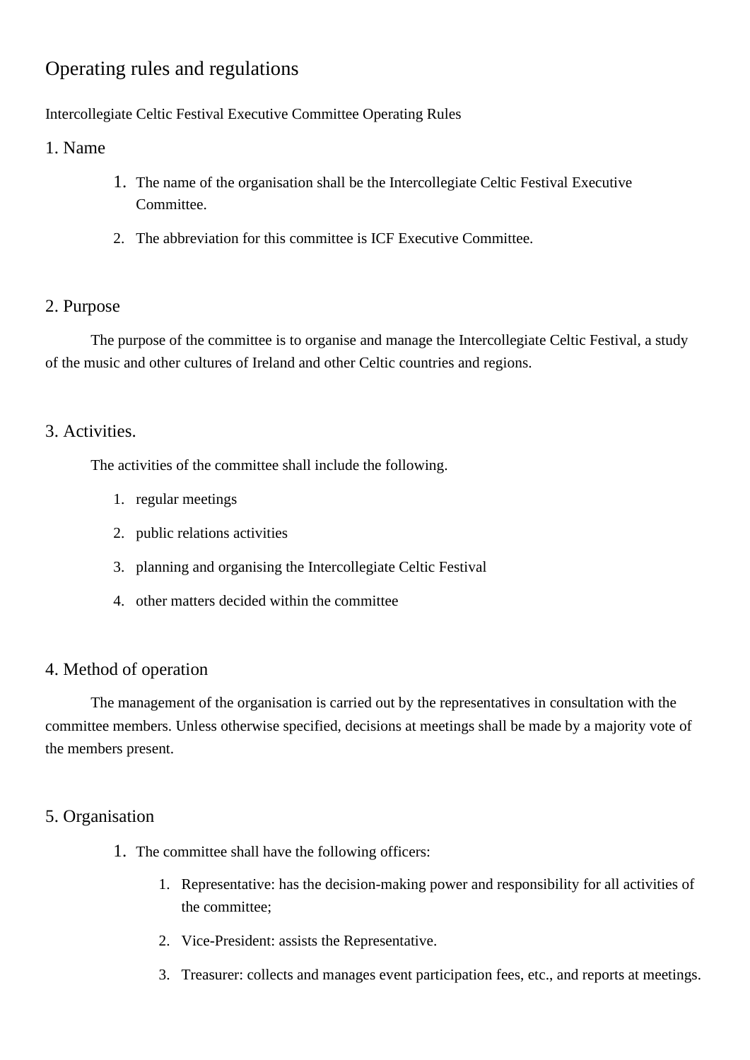# Operating rules and regulations

Intercollegiate Celtic Festival Executive Committee Operating Rules

## 1. Name

1. The name of the organisation shall be the Intercollegiate Celtic Festival Executive Committee.
2. The abbreviation for this committee is ICF Executive Committee.

## 2. Purpose

The purpose of the committee is to organise and manage the Intercollegiate Celtic Festival, a study of the music and other cultures of Ireland and other Celtic countries and regions.

## 3. Activities.

The activities of the committee shall include the following.

1. regular meetings
2. public relations activities
3. planning and organising the Intercollegiate Celtic Festival
4. other matters decided within the committee

## 4. Method of operation

The management of the organisation is carried out by the representatives in consultation with the committee members. Unless otherwise specified, decisions at meetings shall be made by a majority vote of the members present.

## 5. Organisation

1. The committee shall have the following officers:
   1. Representative: has the decision-making power and responsibility for all activities of the committee;
   2. Vice-President: assists the Representative.
   3. Treasurer: collects and manages event participation fees, etc., and reports at meetings.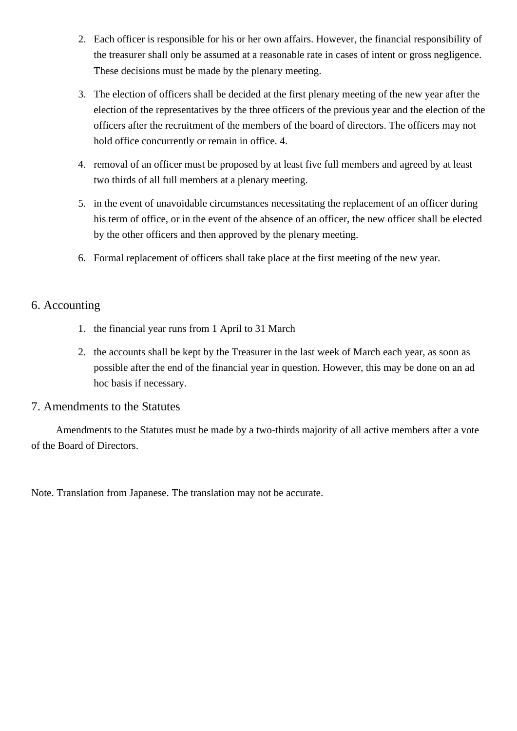2. Each officer is responsible for his or her own affairs. However, the financial responsibility of the treasurer shall only be assumed at a reasonable rate in cases of intent or gross negligence. These decisions must be made by the plenary meeting.
3. The election of officers shall be decided at the first plenary meeting of the new year after the election of the representatives by the three officers of the previous year and the election of the officers after the recruitment of the members of the board of directors. The officers may not hold office concurrently or remain in office. 4.
4. removal of an officer must be proposed by at least five full members and agreed by at least two thirds of all full members at a plenary meeting.
5. in the event of unavoidable circumstances necessitating the replacement of an officer during his term of office, or in the event of the absence of an officer, the new officer shall be elected by the other officers and then approved by the plenary meeting.
6. Formal replacement of officers shall take place at the first meeting of the new year.

## 6. Accounting

1. the financial year runs from 1 April to 31 March
2. the accounts shall be kept by the Treasurer in the last week of March each year, as soon as possible after the end of the financial year in question. However, this may be done on an ad hoc basis if necessary.

## 7. Amendments to the Statutes

Amendments to the Statutes must be made by a two-thirds majority of all active members after a vote of the Board of Directors.

Note. Translation from Japanese. The translation may not be accurate.